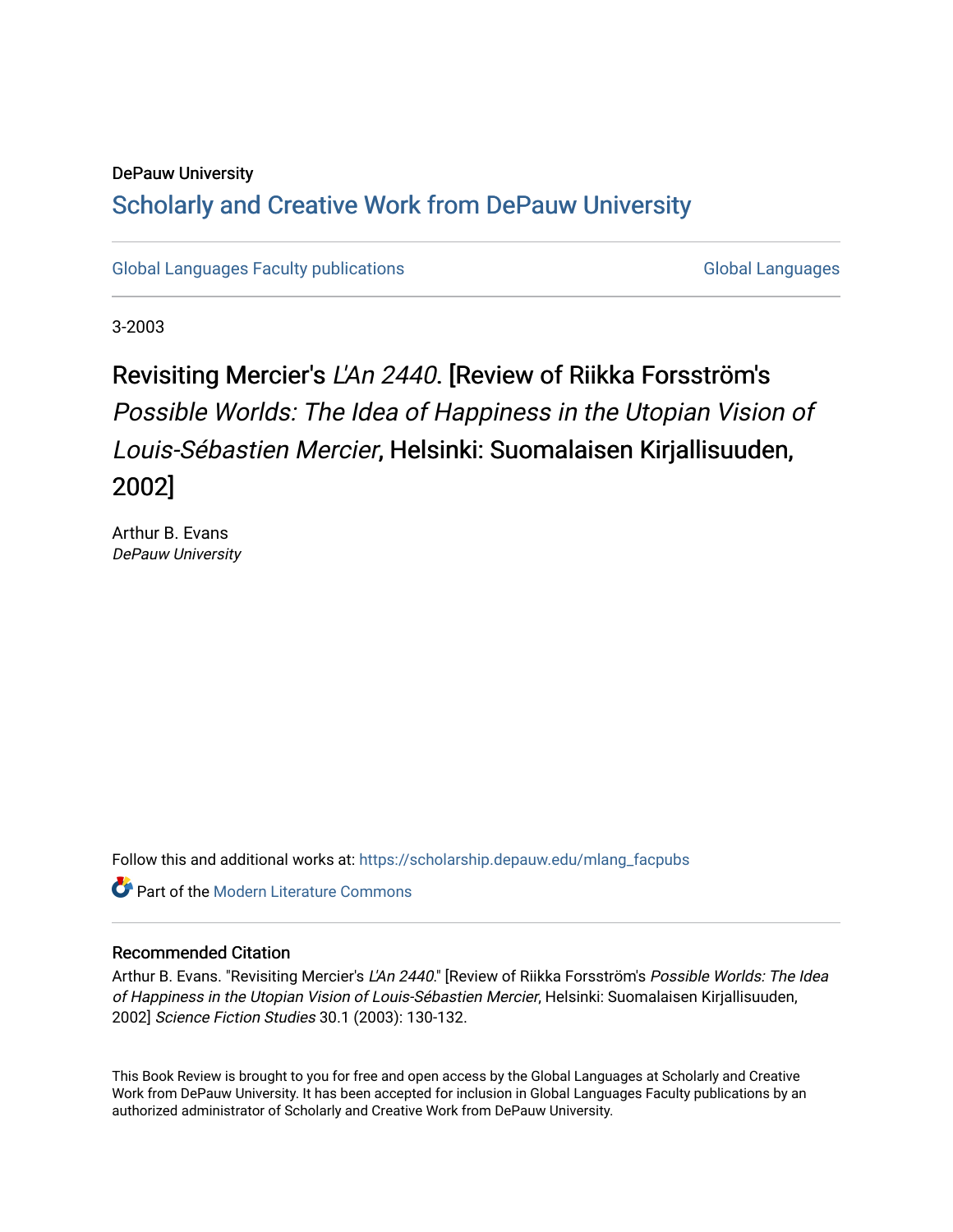DePauw University

## Scholarly and Creative Work from DePauw University

Global Languages Faculty publications

Global Languages

3-2003

# Revisiting Mercier's *L'An 2440*. [Review of Riikka Forsström's *Possible Worlds: The Idea of Happiness in the Utopian Vision of Louis-Sébastien Mercier*, Helsinki: Suomalaisen Kirjallisuuden, 2002]

Arthur B. Evans
*DePauw University*

Follow this and additional works at: https://scholarship.depauw.edu/mlang_facpubs

Part of the Modern Literature Commons

### Recommended Citation

Arthur B. Evans. "Revisiting Mercier's *L'An 2440*." [Review of Riikka Forsström's *Possible Worlds: The Idea of Happiness in the Utopian Vision of Louis-Sébastien Mercier*, Helsinki: Suomalaisen Kirjallisuuden, 2002] *Science Fiction Studies* 30.1 (2003): 130-132.

This Book Review is brought to you for free and open access by the Global Languages at Scholarly and Creative Work from DePauw University. It has been accepted for inclusion in Global Languages Faculty publications by an authorized administrator of Scholarly and Creative Work from DePauw University.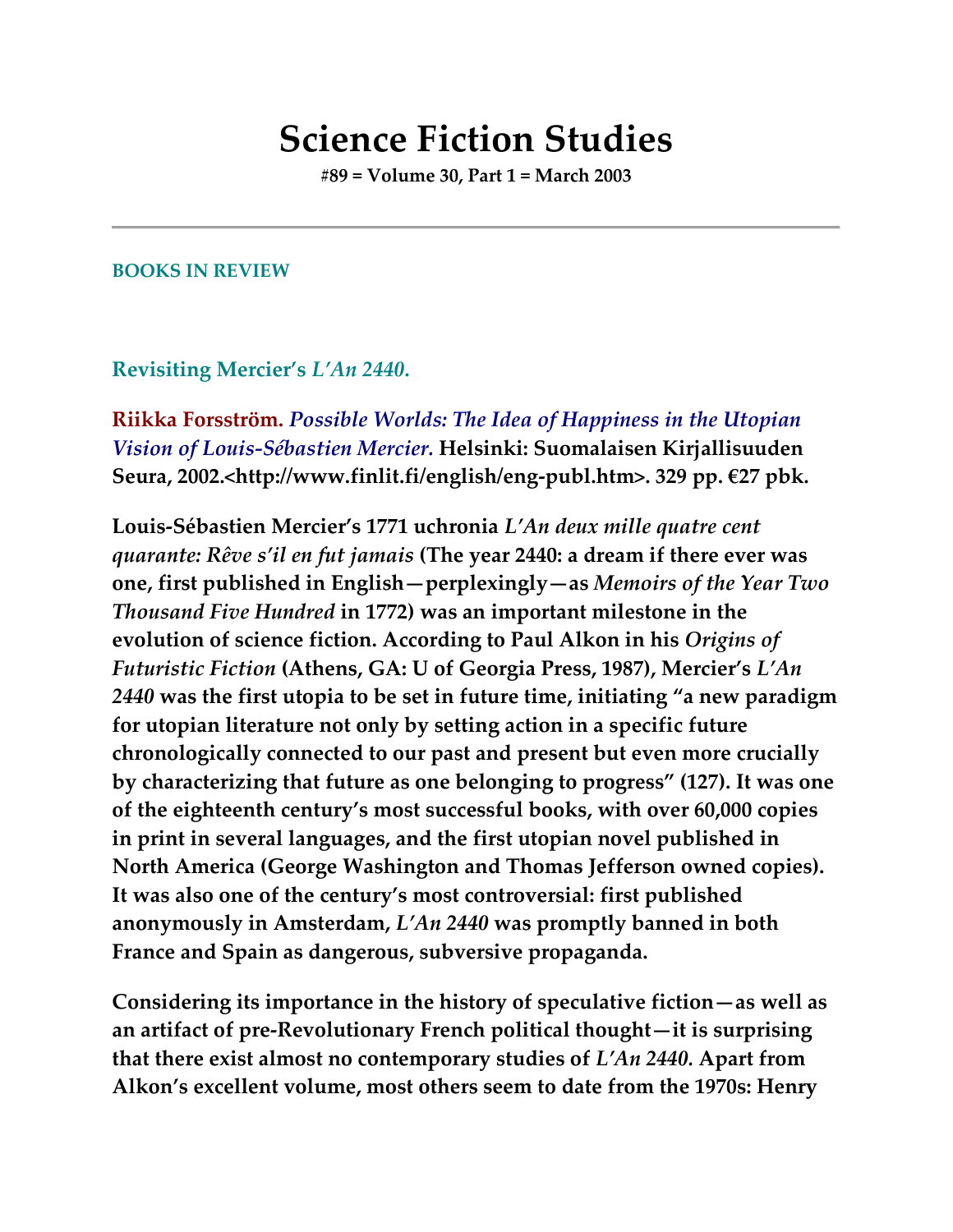# Science Fiction Studies

**#89 = Volume 30, Part 1 = March 2003**

---

**BOOKS IN REVIEW**

## Revisiting Mercier's *L'An 2440*.

**Riikka Forsström.** ***Possible Worlds: The Idea of Happiness in the Utopian Vision of Louis-Sébastien Mercier.*** **Helsinki: Suomalaisen Kirjallisuuden Seura, 2002.<http://www.finlit.fi/english/eng-publ.htm>. 329 pp. €27 pbk.**

**Louis-Sébastien Mercier's 1771 uchronia *L'An deux mille quatre cent quarante: Rêve s'il en fut jamais* (The year 2440: a dream if there ever was one, first published in English—perplexingly—as *Memoirs of the Year Two Thousand Five Hundred* in 1772) was an important milestone in the evolution of science fiction. According to Paul Alkon in his *Origins of Futuristic Fiction* (Athens, GA: U of Georgia Press, 1987), Mercier's *L'An 2440* was the first utopia to be set in future time, initiating "a new paradigm for utopian literature not only by setting action in a specific future chronologically connected to our past and present but even more crucially by characterizing that future as one belonging to progress" (127). It was one of the eighteenth century's most successful books, with over 60,000 copies in print in several languages, and the first utopian novel published in North America (George Washington and Thomas Jefferson owned copies). It was also one of the century's most controversial: first published anonymously in Amsterdam, *L'An 2440* was promptly banned in both France and Spain as dangerous, subversive propaganda.**

**Considering its importance in the history of speculative fiction—as well as an artifact of pre-Revolutionary French political thought—it is surprising that there exist almost no contemporary studies of *L'An 2440*. Apart from Alkon's excellent volume, most others seem to date from the 1970s: Henry**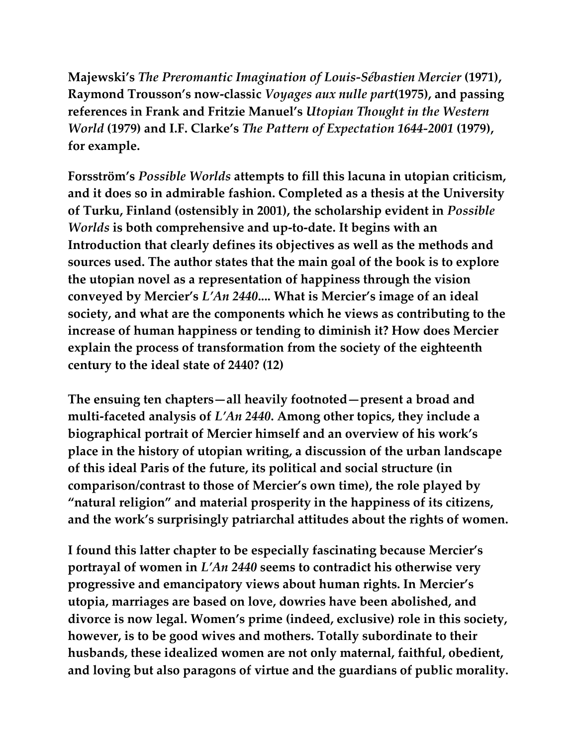Majewski's *The Preromantic Imagination of Louis-Sébastien Mercier* (1971), Raymond Trousson's now-classic *Voyages aux nulle part*(1975), and passing references in Frank and Fritzie Manuel's *Utopian Thought in the Western World* (1979) and I.F. Clarke's *The Pattern of Expectation 1644-2001* (1979), for example.

Forsström's *Possible Worlds* attempts to fill this lacuna in utopian criticism, and it does so in admirable fashion. Completed as a thesis at the University of Turku, Finland (ostensibly in 2001), the scholarship evident in *Possible Worlds* is both comprehensive and up-to-date. It begins with an Introduction that clearly defines its objectives as well as the methods and sources used. The author states that the main goal of the book is to explore the utopian novel as a representation of happiness through the vision conveyed by Mercier's *L'An 2440*.... What is Mercier's image of an ideal society, and what are the components which he views as contributing to the increase of human happiness or tending to diminish it? How does Mercier explain the process of transformation from the society of the eighteenth century to the ideal state of 2440? (12)

The ensuing ten chapters—all heavily footnoted—present a broad and multi-faceted analysis of *L'An 2440*. Among other topics, they include a biographical portrait of Mercier himself and an overview of his work's place in the history of utopian writing, a discussion of the urban landscape of this ideal Paris of the future, its political and social structure (in comparison/contrast to those of Mercier's own time), the role played by "natural religion" and material prosperity in the happiness of its citizens, and the work's surprisingly patriarchal attitudes about the rights of women.

I found this latter chapter to be especially fascinating because Mercier's portrayal of women in *L'An 2440* seems to contradict his otherwise very progressive and emancipatory views about human rights. In Mercier's utopia, marriages are based on love, dowries have been abolished, and divorce is now legal. Women's prime (indeed, exclusive) role in this society, however, is to be good wives and mothers. Totally subordinate to their husbands, these idealized women are not only maternal, faithful, obedient, and loving but also paragons of virtue and the guardians of public morality.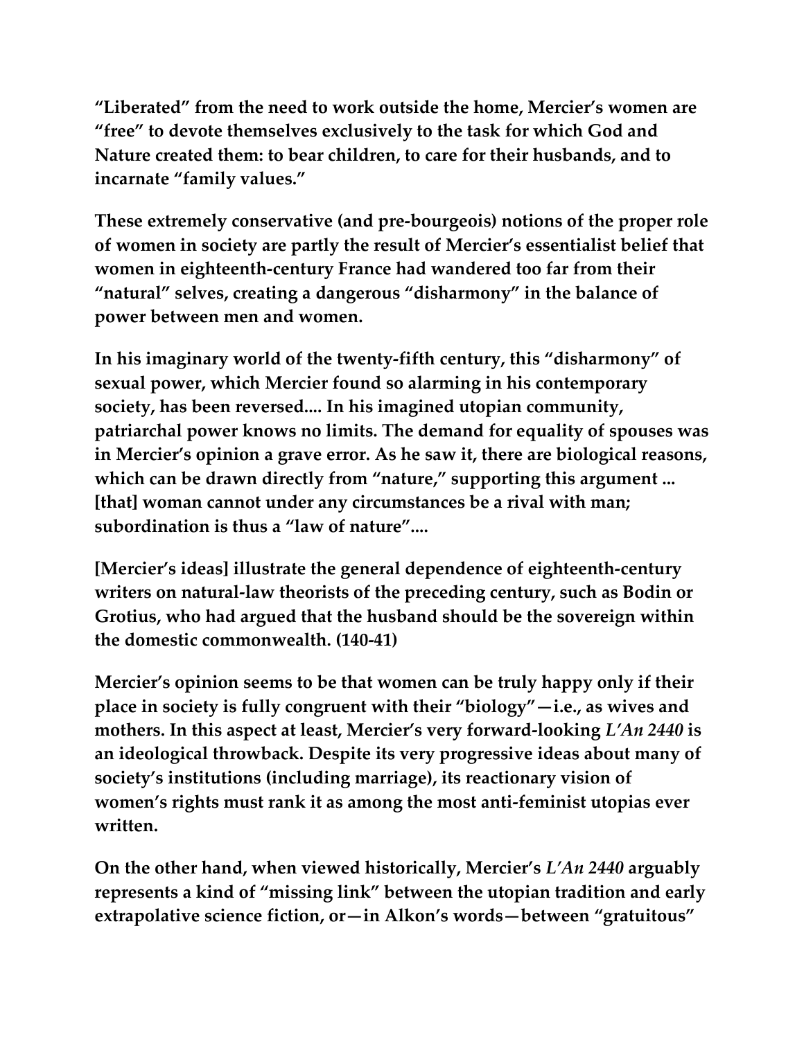**“Liberated” from the need to work outside the home, Mercier’s women are “free” to devote themselves exclusively to the task for which God and Nature created them: to bear children, to care for their husbands, and to incarnate “family values.”**

**These extremely conservative (and pre-bourgeois) notions of the proper role of women in society are partly the result of Mercier’s essentialist belief that women in eighteenth-century France had wandered too far from their “natural” selves, creating a dangerous “disharmony” in the balance of power between men and women.**

**In his imaginary world of the twenty-fifth century, this “disharmony” of sexual power, which Mercier found so alarming in his contemporary society, has been reversed.... In his imagined utopian community, patriarchal power knows no limits. The demand for equality of spouses was in Mercier’s opinion a grave error. As he saw it, there are biological reasons, which can be drawn directly from “nature,” supporting this argument ... [that] woman cannot under any circumstances be a rival with man; subordination is thus a “law of nature”....**

**[Mercier’s ideas] illustrate the general dependence of eighteenth-century writers on natural-law theorists of the preceding century, such as Bodin or Grotius, who had argued that the husband should be the sovereign within the domestic commonwealth. (140-41)**

**Mercier’s opinion seems to be that women can be truly happy only if their place in society is fully congruent with their “biology”—i.e., as wives and mothers. In this aspect at least, Mercier’s very forward-looking *L’An 2440* is an ideological throwback. Despite its very progressive ideas about many of society’s institutions (including marriage), its reactionary vision of women’s rights must rank it as among the most anti-feminist utopias ever written.**

**On the other hand, when viewed historically, Mercier’s *L’An 2440* arguably represents a kind of “missing link” between the utopian tradition and early extrapolative science fiction, or—in Alkon’s words—between “gratuitous”**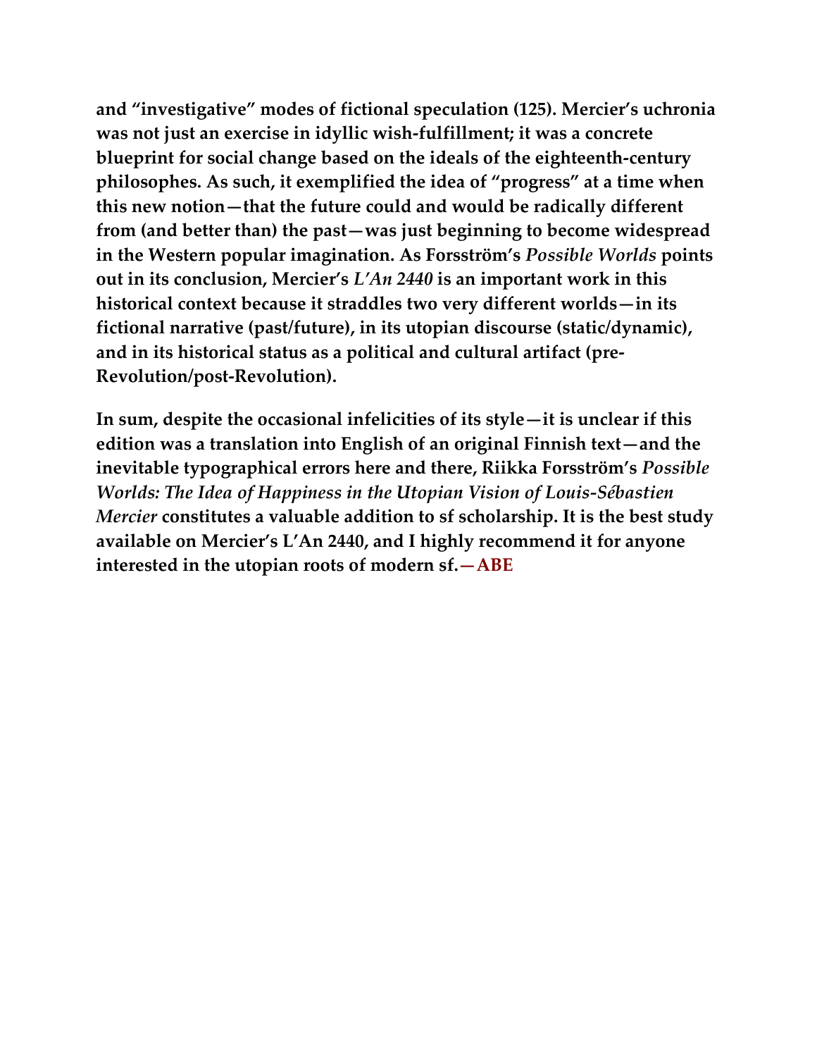and "investigative" modes of fictional speculation (125). Mercier's uchronia was not just an exercise in idyllic wish-fulfillment; it was a concrete blueprint for social change based on the ideals of the eighteenth-century philosophes. As such, it exemplified the idea of "progress" at a time when this new notion—that the future could and would be radically different from (and better than) the past—was just beginning to become widespread in the Western popular imagination. As Forsström's *Possible Worlds* points out in its conclusion, Mercier's *L'An 2440* is an important work in this historical context because it straddles two very different worlds—in its fictional narrative (past/future), in its utopian discourse (static/dynamic), and in its historical status as a political and cultural artifact (pre-Revolution/post-Revolution).

In sum, despite the occasional infelicities of its style—it is unclear if this edition was a translation into English of an original Finnish text—and the inevitable typographical errors here and there, Riikka Forsström's *Possible Worlds: The Idea of Happiness in the Utopian Vision of Louis-Sébastien Mercier* constitutes a valuable addition to sf scholarship. It is the best study available on Mercier's L'An 2440, and I highly recommend it for anyone interested in the utopian roots of modern sf.—ABE